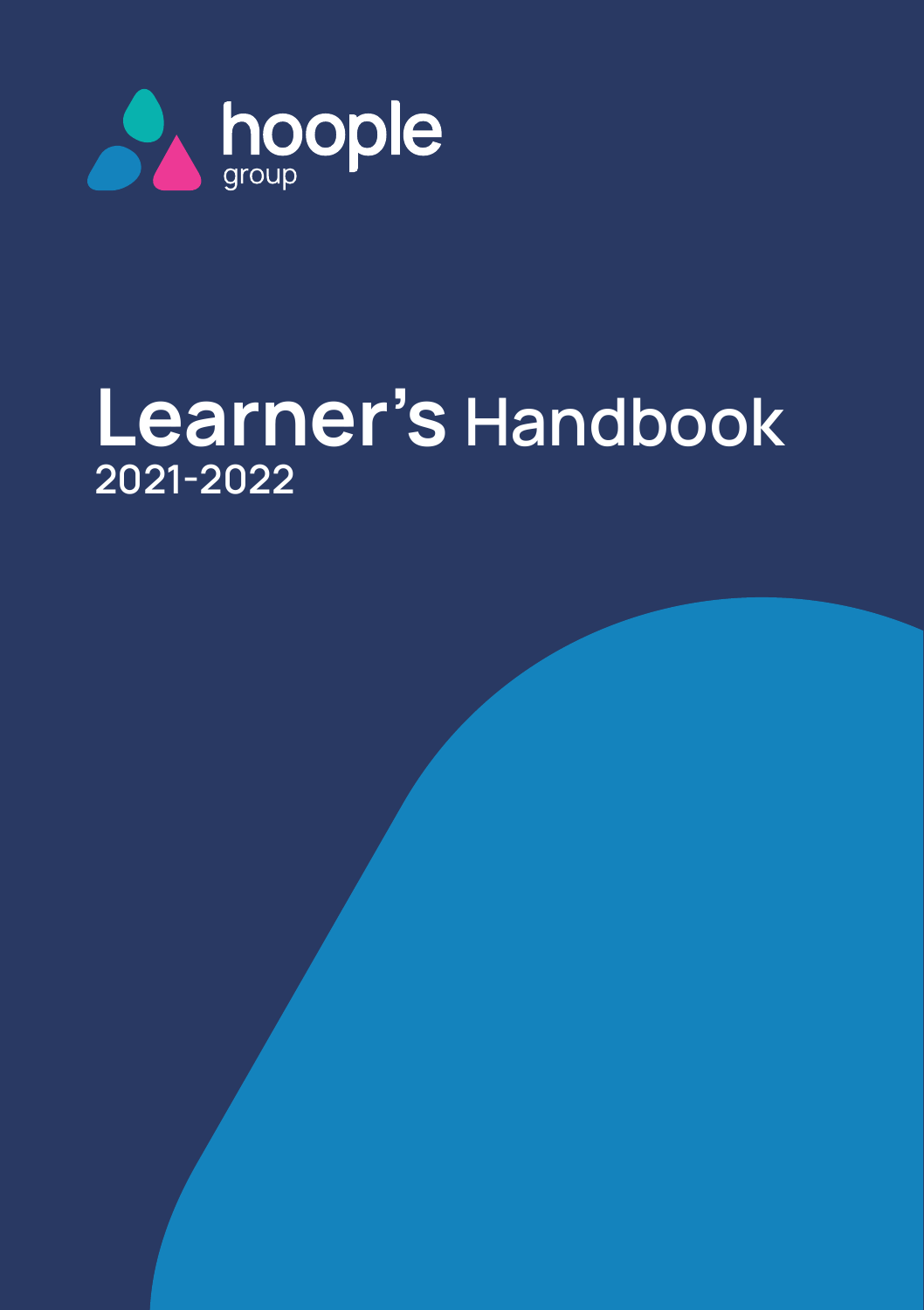hoople
group

# Learner's Handbook
2021-2022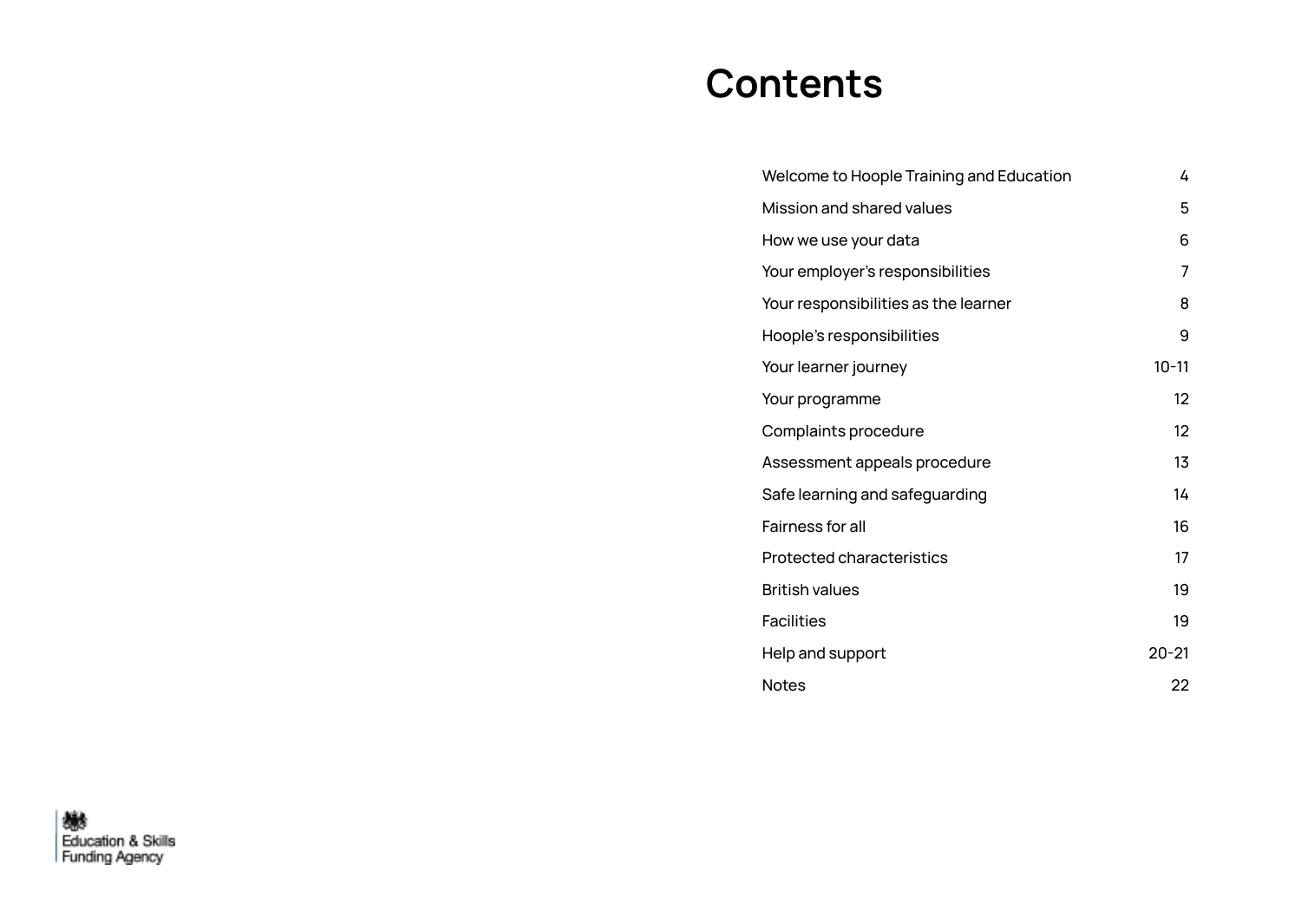# Contents

| | |
|---|---|
| Welcome to Hoople Training and Education | 4 |
| Mission and shared values | 5 |
| How we use your data | 6 |
| Your employer's responsibilities | 7 |
| Your responsibilities as the learner | 8 |
| Hoople's responsibilities | 9 |
| Your learner journey | 10-11 |
| Your programme | 12 |
| Complaints procedure | 12 |
| Assessment appeals procedure | 13 |
| Safe learning and safeguarding | 14 |
| Fairness for all | 16 |
| Protected characteristics | 17 |
| British values | 19 |
| Facilities | 19 |
| Help and support | 20-21 |
| Notes | 22 |

Education & Skills Funding Agency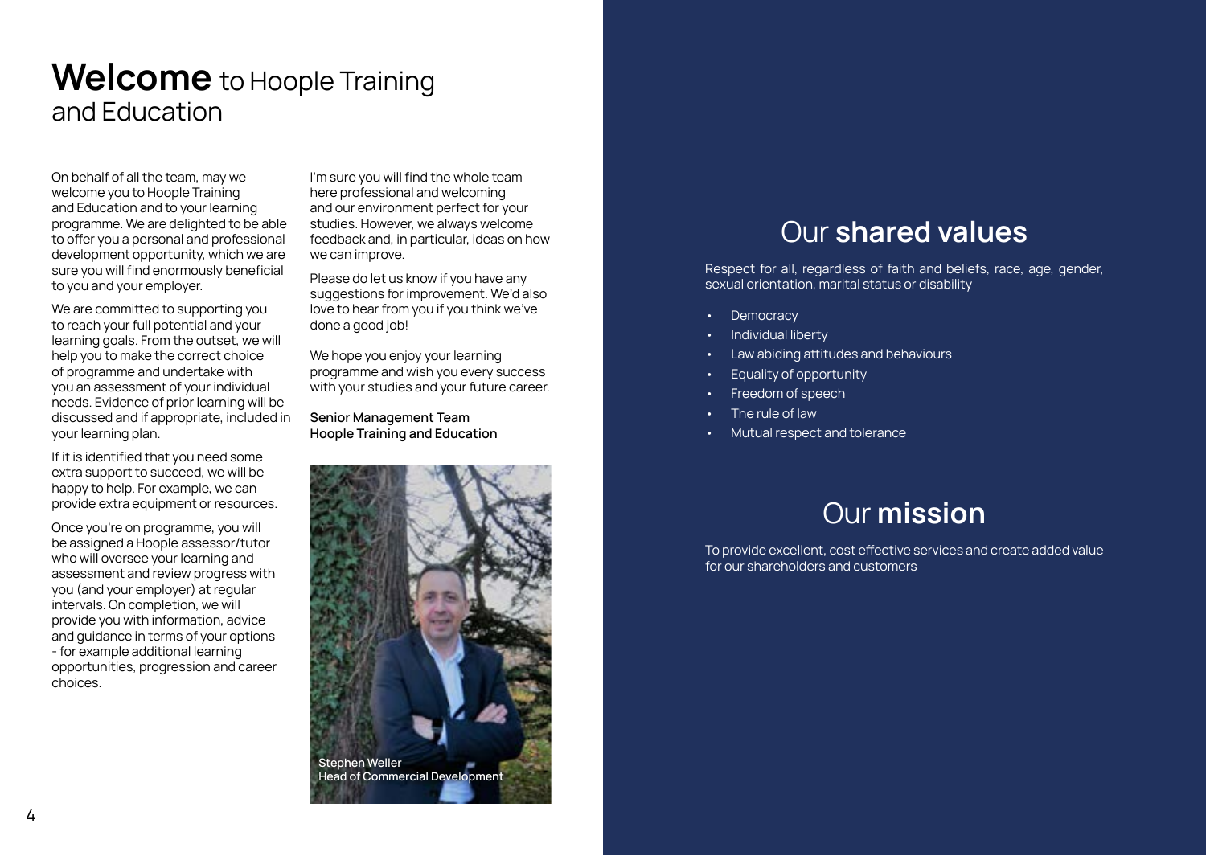# **Welcome** to Hoople Training and Education

On behalf of all the team, may we welcome you to Hoople Training and Education and to your learning programme. We are delighted to be able to offer you a personal and professional development opportunity, which we are sure you will find enormously beneficial to you and your employer.

We are committed to supporting you to reach your full potential and your learning goals. From the outset, we will help you to make the correct choice of programme and undertake with you an assessment of your individual needs. Evidence of prior learning will be discussed and if appropriate, included in your learning plan.

If it is identified that you need some extra support to succeed, we will be happy to help. For example, we can provide extra equipment or resources.

Once you're on programme, you will be assigned a Hoople assessor/tutor who will oversee your learning and assessment and review progress with you (and your employer) at regular intervals. On completion, we will provide you with information, advice and guidance in terms of your options - for example additional learning opportunities, progression and career choices.

I'm sure you will find the whole team here professional and welcoming and our environment perfect for your studies. However, we always welcome feedback and, in particular, ideas on how we can improve.

Please do let us know if you have any suggestions for improvement. We'd also love to hear from you if you think we've done a good job!

We hope you enjoy your learning programme and wish you every success with your studies and your future career.

**Senior Management Team**
**Hoople Training and Education**

**Stephen Weller**
**Head of Commercial Development**

## Our **shared values**

Respect for all, regardless of faith and beliefs, race, age, gender, sexual orientation, marital status or disability

- Democracy
- Individual liberty
- Law abiding attitudes and behaviours
- Equality of opportunity
- Freedom of speech
- The rule of law
- Mutual respect and tolerance

## Our **mission**

To provide excellent, cost effective services and create added value for our shareholders and customers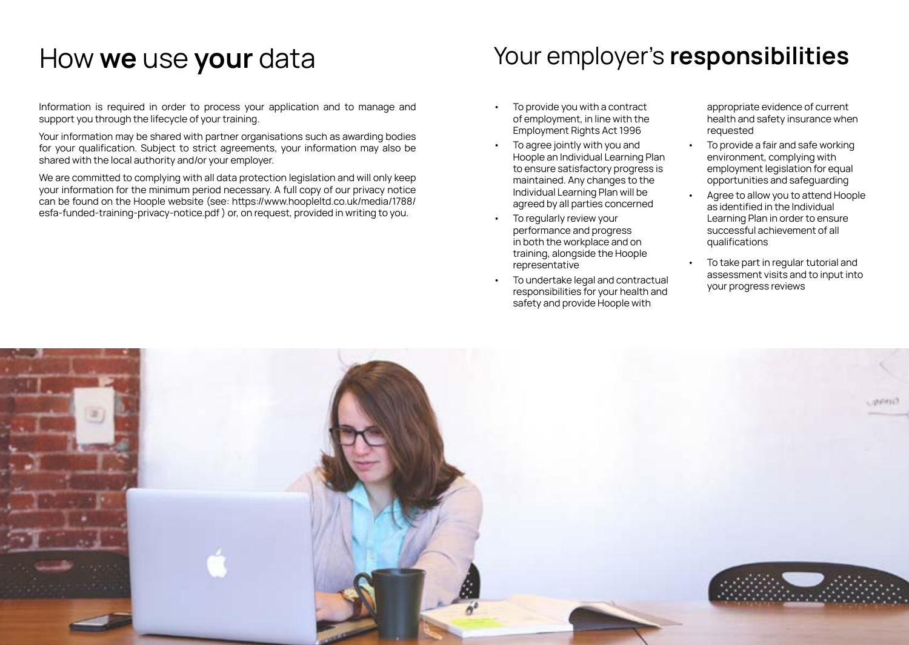# How **we** use **your** data

Information is required in order to process your application and to manage and support you through the lifecycle of your training.

Your information may be shared with partner organisations such as awarding bodies for your qualification. Subject to strict agreements, your information may also be shared with the local authority and/or your employer.

We are committed to complying with all data protection legislation and will only keep your information for the minimum period necessary. A full copy of our privacy notice can be found on the Hoople website (see: https://www.hoopleltd.co.uk/media/1788/esfa-funded-training-privacy-notice.pdf ) or, on request, provided in writing to you.

# Your employer's **responsibilities**

- To provide you with a contract of employment, in line with the Employment Rights Act 1996
- To agree jointly with you and Hoople an Individual Learning Plan to ensure satisfactory progress is maintained. Any changes to the Individual Learning Plan will be agreed by all parties concerned
- To regularly review your performance and progress in both the workplace and on training, alongside the Hoople representative
- To undertake legal and contractual responsibilities for your health and safety and provide Hoople with appropriate evidence of current health and safety insurance when requested
- To provide a fair and safe working environment, complying with employment legislation for equal opportunities and safeguarding
- Agree to allow you to attend Hoople as identified in the Individual Learning Plan in order to ensure successful achievement of all qualifications
- To take part in regular tutorial and assessment visits and to input into your progress reviews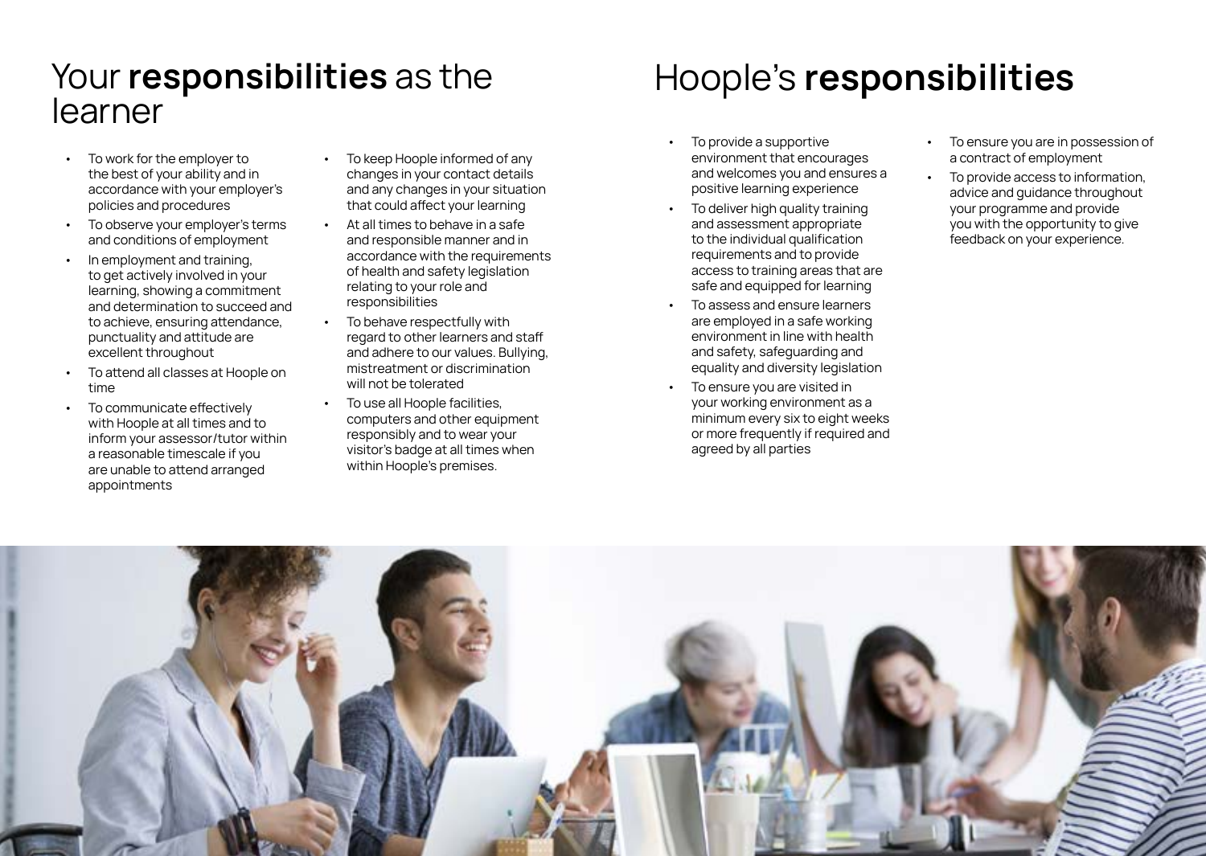# Your **responsibilities** as the learner

- To work for the employer to the best of your ability and in accordance with your employer's policies and procedures
- To observe your employer's terms and conditions of employment
- In employment and training, to get actively involved in your learning, showing a commitment and determination to succeed and to achieve, ensuring attendance, punctuality and attitude are excellent throughout
- To attend all classes at Hoople on time
- To communicate effectively with Hoople at all times and to inform your assessor/tutor within a reasonable timescale if you are unable to attend arranged appointments
- To keep Hoople informed of any changes in your contact details and any changes in your situation that could affect your learning
- At all times to behave in a safe and responsible manner and in accordance with the requirements of health and safety legislation relating to your role and responsibilities
- To behave respectfully with regard to other learners and staff and adhere to our values. Bullying, mistreatment or discrimination will not be tolerated
- To use all Hoople facilities, computers and other equipment responsibly and to wear your visitor's badge at all times when within Hoople's premises.

# Hoople's **responsibilities**

- To provide a supportive environment that encourages and welcomes you and ensures a positive learning experience
- To deliver high quality training and assessment appropriate to the individual qualification requirements and to provide access to training areas that are safe and equipped for learning
- To assess and ensure learners are employed in a safe working environment in line with health and safety, safeguarding and equality and diversity legislation
- To ensure you are visited in your working environment as a minimum every six to eight weeks or more frequently if required and agreed by all parties
- To ensure you are in possession of a contract of employment
- To provide access to information, advice and guidance throughout your programme and provide you with the opportunity to give feedback on your experience.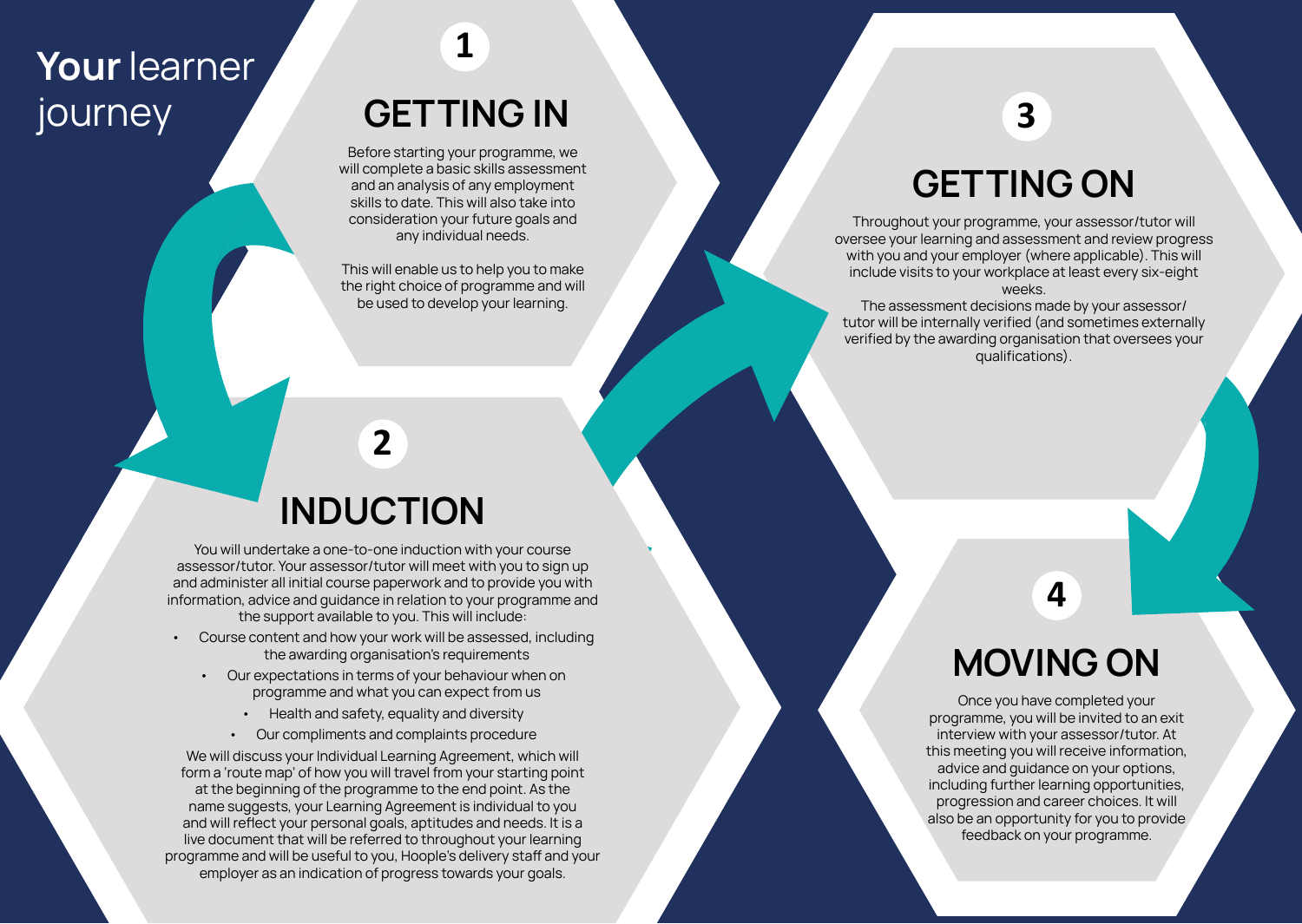# **Your** learner journey

## 1 GETTING IN

Before starting your programme, we will complete a basic skills assessment and an analysis of any employment skills to date. This will also take into consideration your future goals and any individual needs.

This will enable us to help you to make the right choice of programme and will be used to develop your learning.

## 2 INDUCTION

You will undertake a one-to-one induction with your course assessor/tutor. Your assessor/tutor will meet with you to sign up and administer all initial course paperwork and to provide you with information, advice and guidance in relation to your programme and the support available to you. This will include:

- Course content and how your work will be assessed, including the awarding organisation's requirements
- Our expectations in terms of your behaviour when on programme and what you can expect from us
- Health and safety, equality and diversity
- Our compliments and complaints procedure

We will discuss your Individual Learning Agreement, which will form a 'route map' of how you will travel from your starting point at the beginning of the programme to the end point. As the name suggests, your Learning Agreement is individual to you and will reflect your personal goals, aptitudes and needs. It is a live document that will be referred to throughout your learning programme and will be useful to you, Hoople's delivery staff and your employer as an indication of progress towards your goals.

## 3 GETTING ON

Throughout your programme, your assessor/tutor will oversee your learning and assessment and review progress with you and your employer (where applicable). This will include visits to your workplace at least every six-eight weeks.

The assessment decisions made by your assessor/tutor will be internally verified (and sometimes externally verified by the awarding organisation that oversees your qualifications).

## 4 MOVING ON

Once you have completed your programme, you will be invited to an exit interview with your assessor/tutor. At this meeting you will receive information, advice and guidance on your options, including further learning opportunities, progression and career choices. It will also be an opportunity for you to provide feedback on your programme.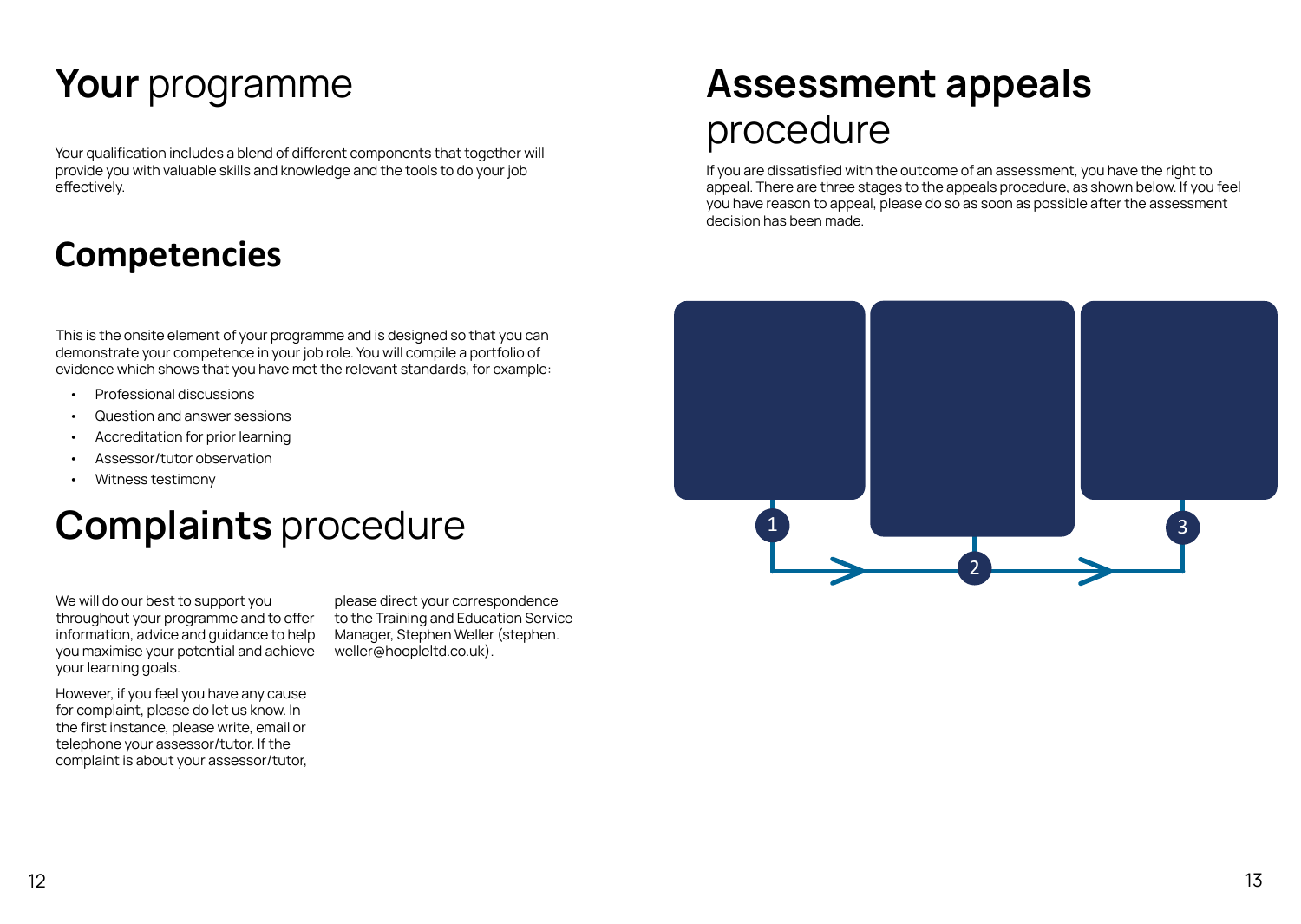# **Your** programme

Your qualification includes a blend of different components that together will provide you with valuable skills and knowledge and the tools to do your job effectively.

## Competencies

This is the onsite element of your programme and is designed so that you can demonstrate your competence in your job role. You will compile a portfolio of evidence which shows that you have met the relevant standards, for example:

- Professional discussions
- Question and answer sessions
- Accreditation for prior learning
- Assessor/tutor observation
- Witness testimony

# **Complaints** procedure

We will do our best to support you throughout your programme and to offer information, advice and guidance to help you maximise your potential and achieve your learning goals.

However, if you feel you have any cause for complaint, please do let us know. In the first instance, please write, email or telephone your assessor/tutor. If the complaint is about your assessor/tutor, please direct your correspondence to the Training and Education Service Manager, Stephen Weller (stephen.weller@hoopleltd.co.uk).

# **Assessment appeals** procedure

If you are dissatisfied with the outcome of an assessment, you have the right to appeal. There are three stages to the appeals procedure, as shown below. If you feel you have reason to appeal, please do so as soon as possible after the assessment decision has been made.

1

2

3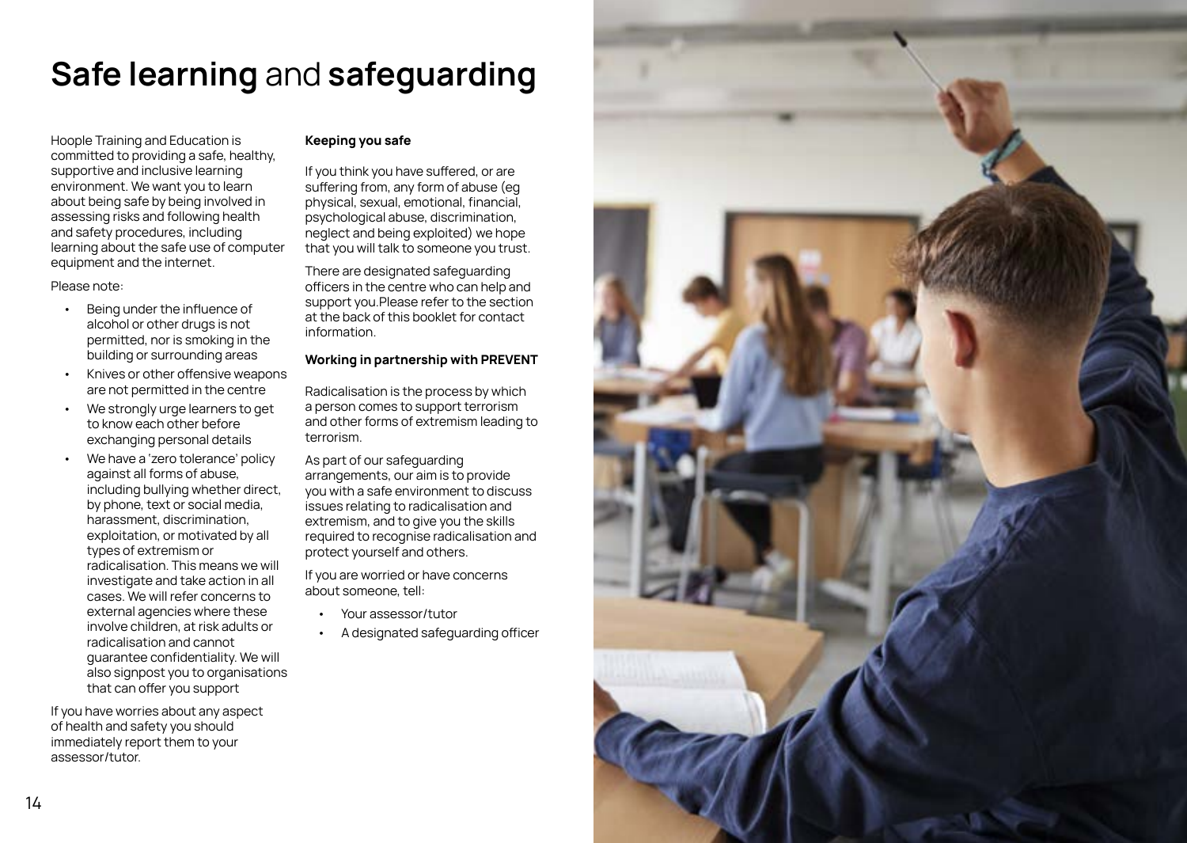# **Safe learning** and **safeguarding**

Hoople Training and Education is committed to providing a safe, healthy, supportive and inclusive learning environment. We want you to learn about being safe by being involved in assessing risks and following health and safety procedures, including learning about the safe use of computer equipment and the internet.

Please note:

- Being under the influence of alcohol or other drugs is not permitted, nor is smoking in the building or surrounding areas
- Knives or other offensive weapons are not permitted in the centre
- We strongly urge learners to get to know each other before exchanging personal details
- We have a 'zero tolerance' policy against all forms of abuse, including bullying whether direct, by phone, text or social media, harassment, discrimination, exploitation, or motivated by all types of extremism or radicalisation. This means we will investigate and take action in all cases. We will refer concerns to external agencies where these involve children, at risk adults or radicalisation and cannot guarantee confidentiality. We will also signpost you to organisations that can offer you support

If you have worries about any aspect of health and safety you should immediately report them to your assessor/tutor.

**Keeping you safe**

If you think you have suffered, or are suffering from, any form of abuse (eg physical, sexual, emotional, financial, psychological abuse, discrimination, neglect and being exploited) we hope that you will talk to someone you trust.

There are designated safeguarding officers in the centre who can help and support you.Please refer to the section at the back of this booklet for contact information.

**Working in partnership with PREVENT**

Radicalisation is the process by which a person comes to support terrorism and other forms of extremism leading to terrorism.

As part of our safeguarding arrangements, our aim is to provide you with a safe environment to discuss issues relating to radicalisation and extremism, and to give you the skills required to recognise radicalisation and protect yourself and others.

If you are worried or have concerns about someone, tell:

- Your assessor/tutor
- A designated safeguarding officer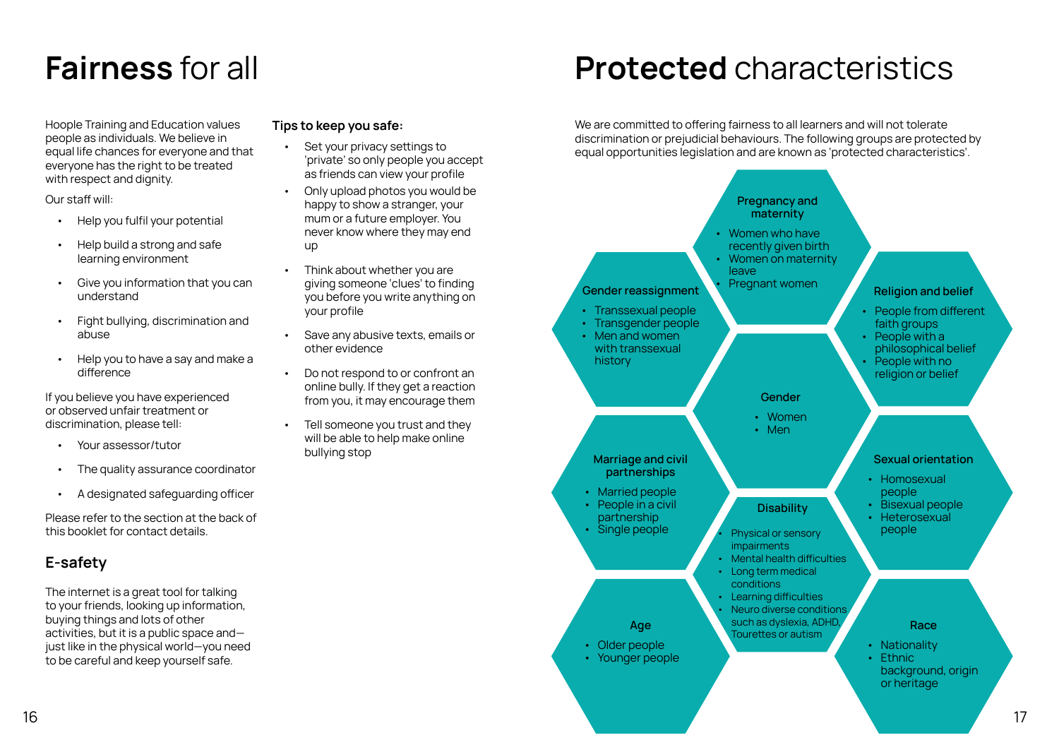# **Fairness** for all

Hoople Training and Education values people as individuals. We believe in equal life chances for everyone and that everyone has the right to be treated with respect and dignity.

Our staff will:

- Help you fulfil your potential
- Help build a strong and safe learning environment
- Give you information that you can understand
- Fight bullying, discrimination and abuse
- Help you to have a say and make a difference

If you believe you have experienced or observed unfair treatment or discrimination, please tell:

- Your assessor/tutor
- The quality assurance coordinator
- A designated safeguarding officer

Please refer to the section at the back of this booklet for contact details.

## E-safety

The internet is a great tool for talking to your friends, looking up information, buying things and lots of other activities, but it is a public space and—just like in the physical world—you need to be careful and keep yourself safe.

**Tips to keep you safe:**

- Set your privacy settings to 'private' so only people you accept as friends can view your profile
- Only upload photos you would be happy to show a stranger, your mum or a future employer. You never know where they may end up
- Think about whether you are giving someone 'clues' to finding you before you write anything on your profile
- Save any abusive texts, emails or other evidence
- Do not respond to or confront an online bully. If they get a reaction from you, it may encourage them
- Tell someone you trust and they will be able to help make online bullying stop

# **Protected** characteristics

We are committed to offering fairness to all learners and will not tolerate discrimination or prejudicial behaviours. The following groups are protected by equal opportunities legislation and are known as 'protected characteristics'.

**Pregnancy and maternity**

- Women who have recently given birth
- Women on maternity leave
- Pregnant women

**Gender reassignment**

- Transsexual people
- Transgender people
- Men and women with transsexual history

**Religion and belief**

- People from different faith groups
- People with a philosophical belief
- People with no religion or belief

**Gender**

- Women
- Men

**Marriage and civil partnerships**

- Married people
- People in a civil partnership
- Single people

**Sexual orientation**

- Homosexual people
- Bisexual people
- Heterosexual people

**Disability**

- Physical or sensory impairments
- Mental health difficulties
- Long term medical conditions
- Learning difficulties
- Neuro diverse conditions such as dyslexia, ADHD, Tourettes or autism

**Age**

- Older people
- Younger people

**Race**

- Nationality
- Ethnic background, origin or heritage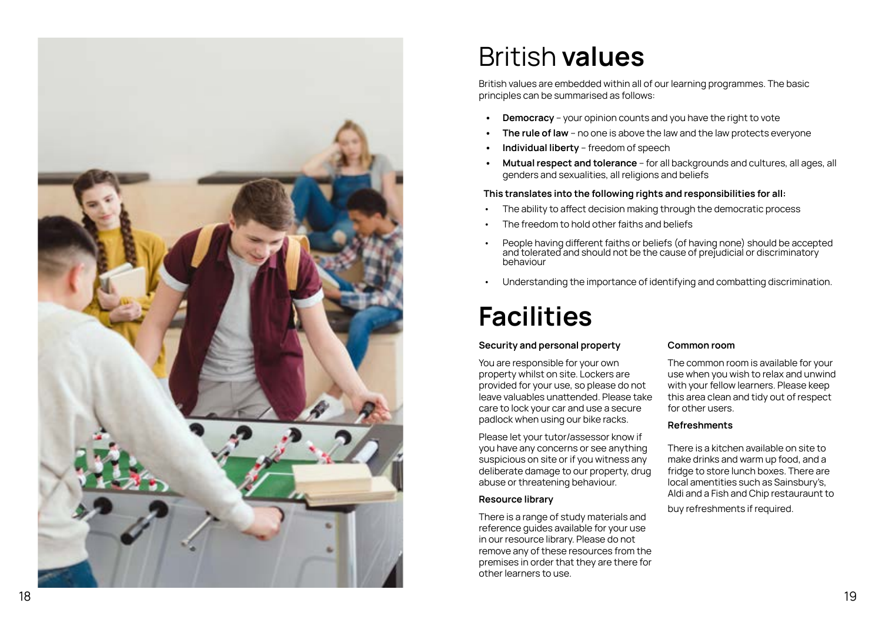# British **values**

British values are embedded within all of our learning programmes. The basic principles can be summarised as follows:

- **Democracy** – your opinion counts and you have the right to vote
- **The rule of law** – no one is above the law and the law protects everyone
- **Individual liberty** – freedom of speech
- **Mutual respect and tolerance** – for all backgrounds and cultures, all ages, all genders and sexualities, all religions and beliefs

**This translates into the following rights and responsibilities for all:**

- The ability to affect decision making through the democratic process
- The freedom to hold other faiths and beliefs
- People having different faiths or beliefs (of having none) should be accepted and tolerated and should not be the cause of prejudicial or discriminatory behaviour
- Understanding the importance of identifying and combatting discrimination.

# Facilities

### Security and personal property

You are responsible for your own property whilst on site. Lockers are provided for your use, so please do not leave valuables unattended. Please take care to lock your car and use a secure padlock when using our bike racks.

Please let your tutor/assessor know if you have any concerns or see anything suspicious on site or if you witness any deliberate damage to our property, drug abuse or threatening behaviour.

### Resource library

There is a range of study materials and reference guides available for your use in our resource library. Please do not remove any of these resources from the premises in order that they are there for other learners to use.

### Common room

The common room is available for your use when you wish to relax and unwind with your fellow learners. Please keep this area clean and tidy out of respect for other users.

### Refreshments

There is a kitchen available on site to make drinks and warm up food, and a fridge to store lunch boxes. There are local amentities such as Sainsbury's, Aldi and a Fish and Chip restauraunt to buy refreshments if required.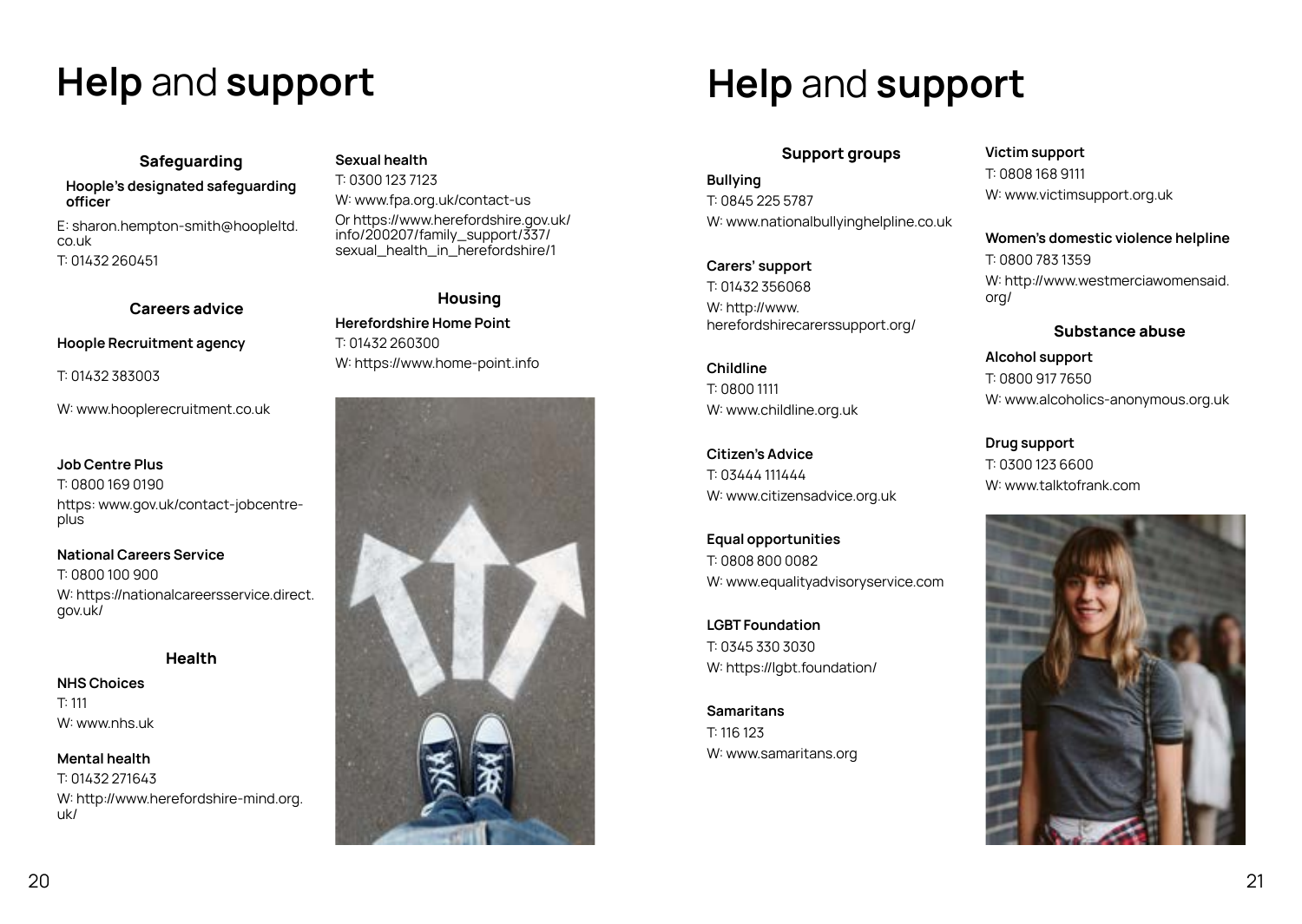# **Help** and **support**

## Safeguarding

**Hoople's designated safeguarding officer**

E: sharon.hempton-smith@hoopleltd.co.uk

T: 01432 260451

## Careers advice

**Hoople Recruitment agency**

T: 01432 383003

W: www.hooplerecruitment.co.uk

**Job Centre Plus**

T: 0800 169 0190

https: www.gov.uk/contact-jobcentre-plus

**National Careers Service**

T: 0800 100 900

W: https://nationalcareersservice.direct.gov.uk/

## Health

**NHS Choices**

T: 111

W: www.nhs.uk

**Mental health**

T: 01432 271643

W: http://www.herefordshire-mind.org.uk/

**Sexual health**

T: 0300 123 7123

W: www.fpa.org.uk/contact-us

Or https://www.herefordshire.gov.uk/info/200207/family_support/337/sexual_health_in_herefordshire/1

## Housing

**Herefordshire Home Point**

T: 01432 260300

W: https://www.home-point.info

# **Help** and **support**

## Support groups

**Bullying**

T: 0845 225 5787

W: www.nationalbullyinghelpline.co.uk

**Carers' support**

T: 01432 356068

W: http://www.herefordshirecarerssupport.org/

**Childline**

T: 0800 1111

W: www.childline.org.uk

**Citizen's Advice**

T: 03444 111444

W: www.citizensadvice.org.uk

**Equal opportunities**

T: 0808 800 0082

W: www.equalityadvisoryservice.com

**LGBT Foundation**

T: 0345 330 3030

W: https://lgbt.foundation/

**Samaritans**

T: 116 123

W: www.samaritans.org

**Victim support**

T: 0808 168 9111

W: www.victimsupport.org.uk

**Women's domestic violence helpline**

T: 0800 783 1359

W: http://www.westmerciawomensaid.org/

## Substance abuse

**Alcohol support**

T: 0800 917 7650

W: www.alcoholics-anonymous.org.uk

**Drug support**

T: 0300 123 6600

W: www.talktofrank.com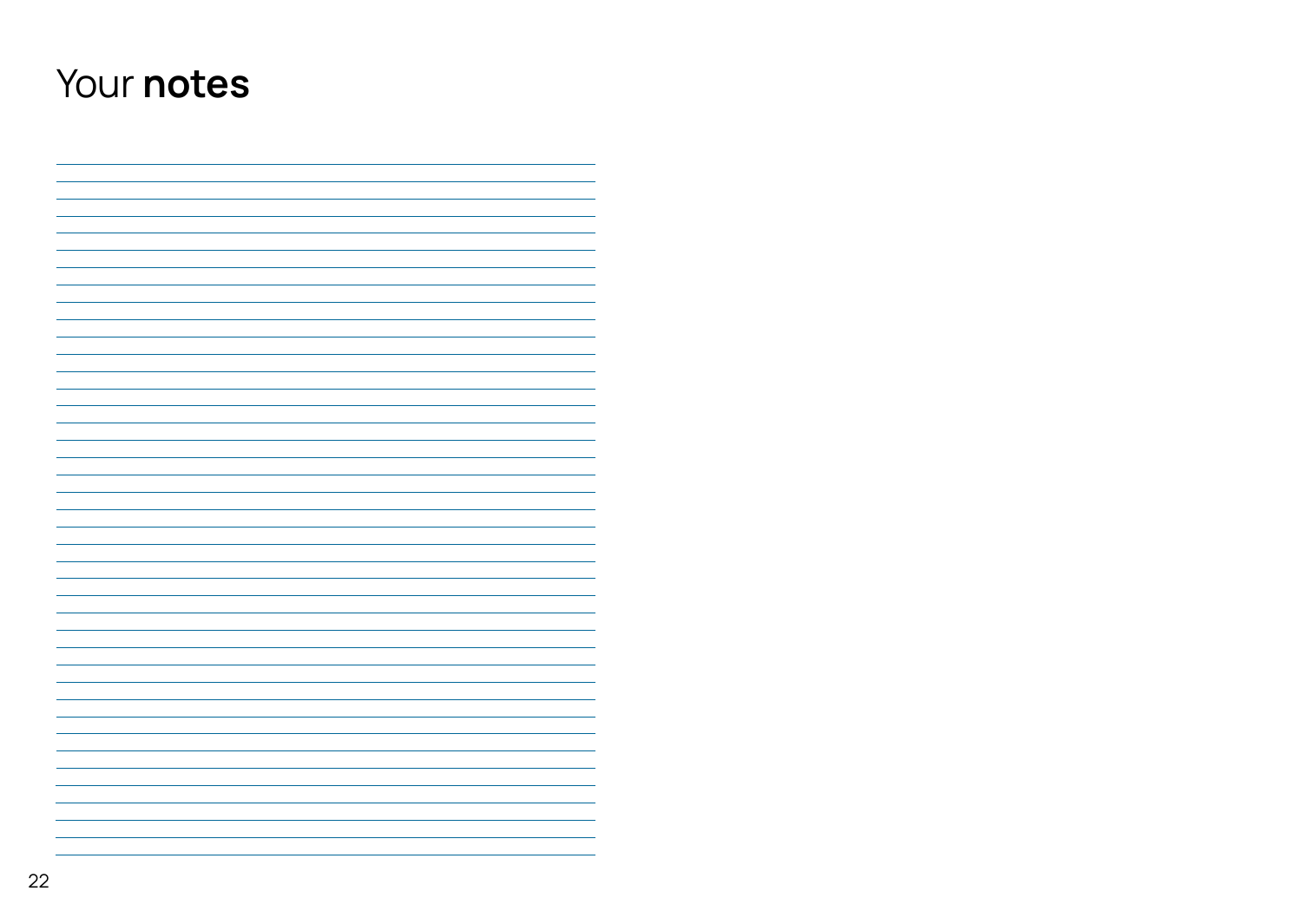# Your **notes**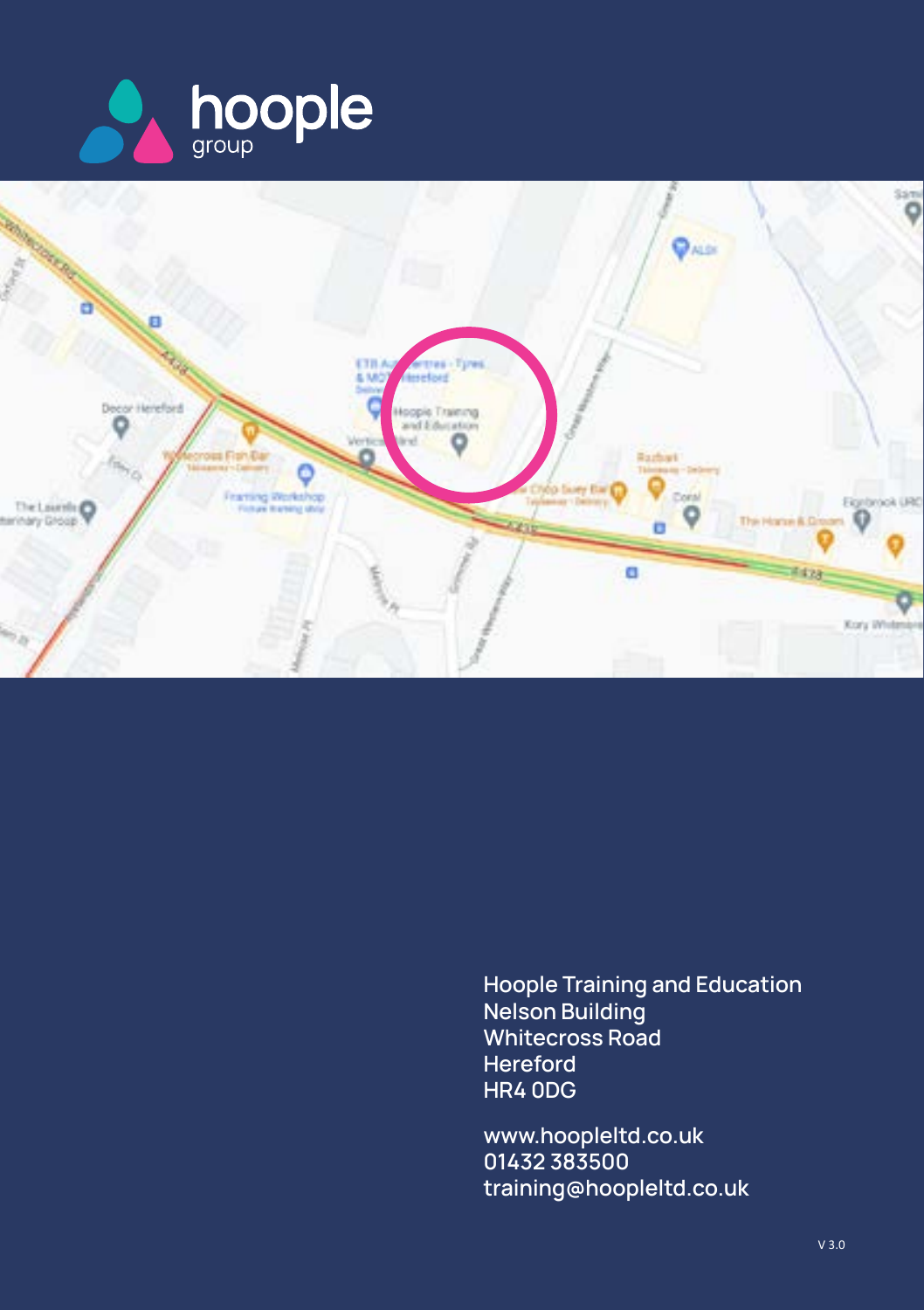Hoople Training and Education
Nelson Building
Whitecross Road
Hereford
HR4 0DG

www.hoopleltd.co.uk
01432 383500
training@hoopleltd.co.uk

V 3.0